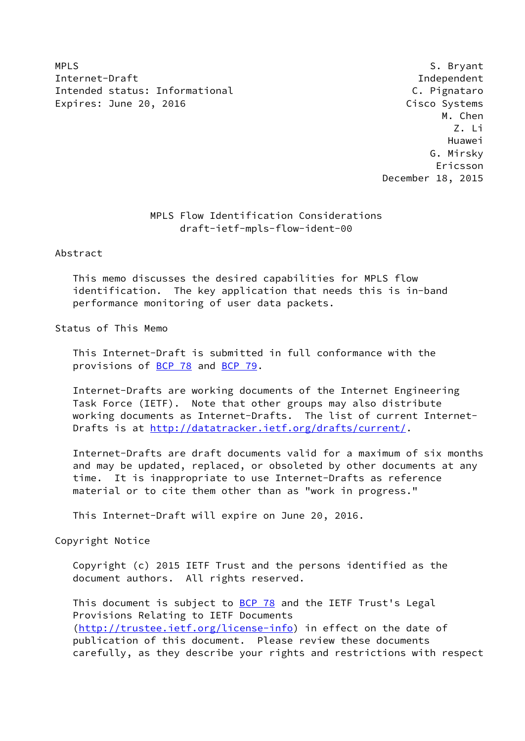MPLS S. Bryant
Internet-Draft Independent
Intended status: Informational C. Pignataro
Expires: June 20, 2016 Cisco Systems
M. Chen
Z. Li
Huawei
G. Mirsky
Ericsson
December 18, 2015

# MPLS Flow Identification Considerations
draft-ietf-mpls-flow-ident-00

## Abstract

This memo discusses the desired capabilities for MPLS flow identification. The key application that needs this is in-band performance monitoring of user data packets.

## Status of This Memo

This Internet-Draft is submitted in full conformance with the provisions of BCP 78 and BCP 79.

Internet-Drafts are working documents of the Internet Engineering Task Force (IETF). Note that other groups may also distribute working documents as Internet-Drafts. The list of current Internet-Drafts is at http://datatracker.ietf.org/drafts/current/.

Internet-Drafts are draft documents valid for a maximum of six months and may be updated, replaced, or obsoleted by other documents at any time. It is inappropriate to use Internet-Drafts as reference material or to cite them other than as "work in progress."

This Internet-Draft will expire on June 20, 2016.

## Copyright Notice

Copyright (c) 2015 IETF Trust and the persons identified as the document authors. All rights reserved.

This document is subject to BCP 78 and the IETF Trust's Legal Provisions Relating to IETF Documents (http://trustee.ietf.org/license-info) in effect on the date of publication of this document. Please review these documents carefully, as they describe your rights and restrictions with respect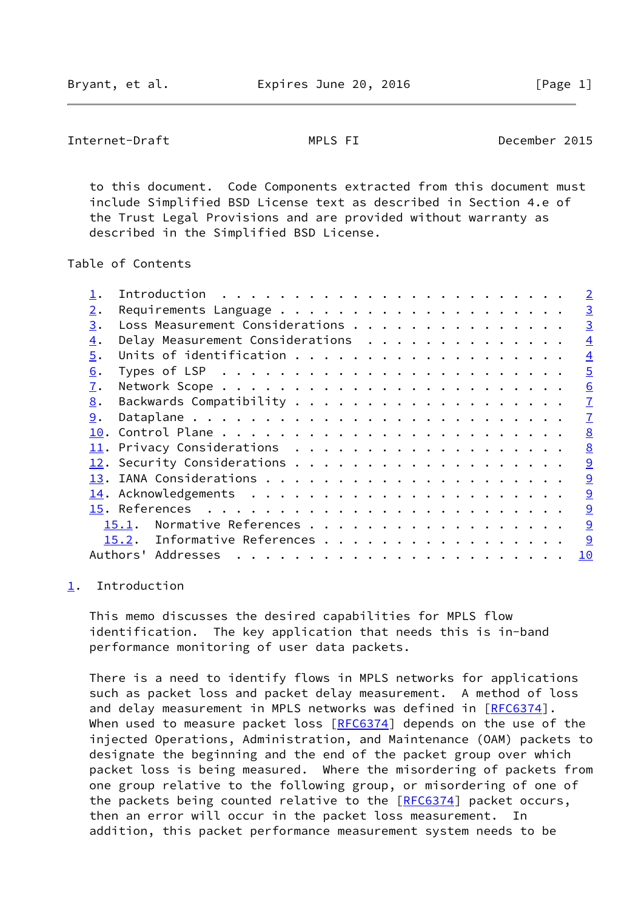to this document. Code Components extracted from this document must include Simplified BSD License text as described in Section 4.e of the Trust Legal Provisions and are provided without warranty as described in the Simplified BSD License.

Table of Contents

- 1. Introduction . . . . . . . . . . . . . . . . . . . . . . . . 2
- 2. Requirements Language . . . . . . . . . . . . . . . . . . . . 3
- 3. Loss Measurement Considerations . . . . . . . . . . . . . . . 3
- 4. Delay Measurement Considerations . . . . . . . . . . . . . . 4
- 5. Units of identification . . . . . . . . . . . . . . . . . . 4
- 6. Types of LSP . . . . . . . . . . . . . . . . . . . . . . . . 5
- 7. Network Scope . . . . . . . . . . . . . . . . . . . . . . . . 6
- 8. Backwards Compatibility . . . . . . . . . . . . . . . . . . . 7
- 9. Dataplane . . . . . . . . . . . . . . . . . . . . . . . . . . 7
- 10. Control Plane . . . . . . . . . . . . . . . . . . . . . . . . 8
- 11. Privacy Considerations . . . . . . . . . . . . . . . . . . . 8
- 12. Security Considerations . . . . . . . . . . . . . . . . . . . 9
- 13. IANA Considerations . . . . . . . . . . . . . . . . . . . . . 9
- 14. Acknowledgements . . . . . . . . . . . . . . . . . . . . . . 9
- 15. References . . . . . . . . . . . . . . . . . . . . . . . . . 9
  - 15.1. Normative References . . . . . . . . . . . . . . . . . . 9
  - 15.2. Informative References . . . . . . . . . . . . . . . . . 9
- Authors' Addresses . . . . . . . . . . . . . . . . . . . . . . . 10

## 1. Introduction

This memo discusses the desired capabilities for MPLS flow identification. The key application that needs this is in-band performance monitoring of user data packets.

There is a need to identify flows in MPLS networks for applications such as packet loss and packet delay measurement. A method of loss and delay measurement in MPLS networks was defined in [RFC6374]. When used to measure packet loss [RFC6374] depends on the use of the injected Operations, Administration, and Maintenance (OAM) packets to designate the beginning and the end of the packet group over which packet loss is being measured. Where the misordering of packets from one group relative to the following group, or misordering of one of the packets being counted relative to the [RFC6374] packet occurs, then an error will occur in the packet loss measurement. In addition, this packet performance measurement system needs to be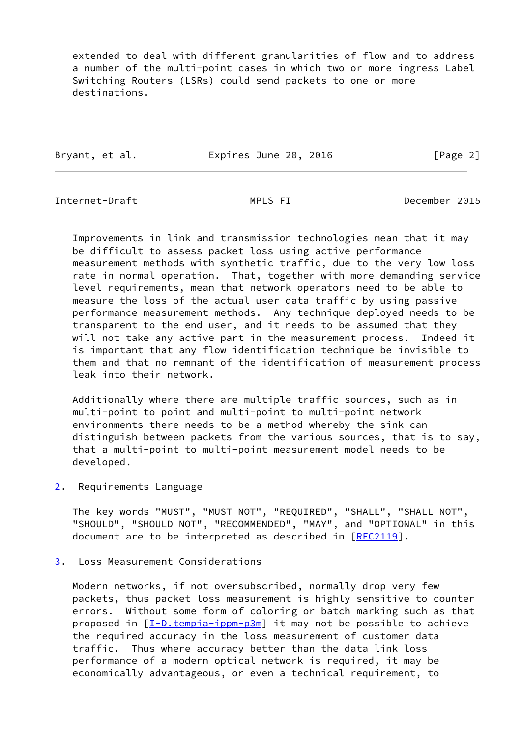extended to deal with different granularities of flow and to address a number of the multi-point cases in which two or more ingress Label Switching Routers (LSRs) could send packets to one or more destinations.

Improvements in link and transmission technologies mean that it may be difficult to assess packet loss using active performance measurement methods with synthetic traffic, due to the very low loss rate in normal operation. That, together with more demanding service level requirements, mean that network operators need to be able to measure the loss of the actual user data traffic by using passive performance measurement methods. Any technique deployed needs to be transparent to the end user, and it needs to be assumed that they will not take any active part in the measurement process. Indeed it is important that any flow identification technique be invisible to them and that no remnant of the identification of measurement process leak into their network.

Additionally where there are multiple traffic sources, such as in multi-point to point and multi-point to multi-point network environments there needs to be a method whereby the sink can distinguish between packets from the various sources, that is to say, that a multi-point to multi-point measurement model needs to be developed.

## 2. Requirements Language

The key words "MUST", "MUST NOT", "REQUIRED", "SHALL", "SHALL NOT", "SHOULD", "SHOULD NOT", "RECOMMENDED", "MAY", and "OPTIONAL" in this document are to be interpreted as described in [RFC2119].

## 3. Loss Measurement Considerations

Modern networks, if not oversubscribed, normally drop very few packets, thus packet loss measurement is highly sensitive to counter errors. Without some form of coloring or batch marking such as that proposed in [I-D.tempia-ippm-p3m] it may not be possible to achieve the required accuracy in the loss measurement of customer data traffic. Thus where accuracy better than the data link loss performance of a modern optical network is required, it may be economically advantageous, or even a technical requirement, to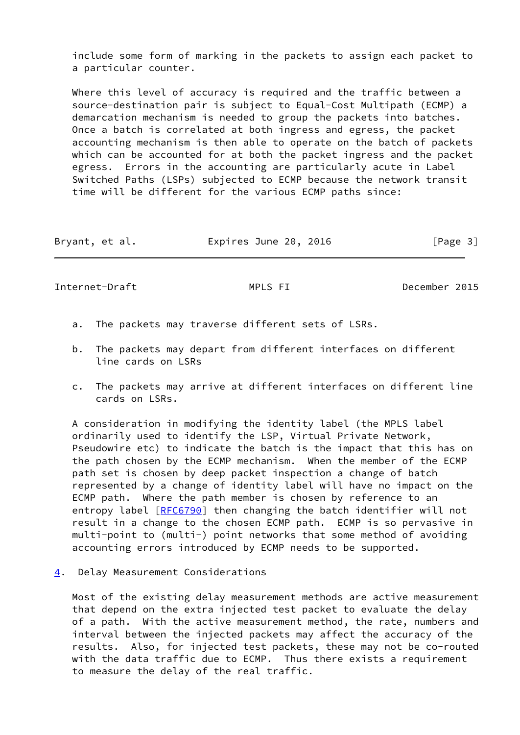include some form of marking in the packets to assign each packet to a particular counter.

Where this level of accuracy is required and the traffic between a source-destination pair is subject to Equal-Cost Multipath (ECMP) a demarcation mechanism is needed to group the packets into batches. Once a batch is correlated at both ingress and egress, the packet accounting mechanism is then able to operate on the batch of packets which can be accounted for at both the packet ingress and the packet egress. Errors in the accounting are particularly acute in Label Switched Paths (LSPs) subjected to ECMP because the network transit time will be different for the various ECMP paths since:

a. The packets may traverse different sets of LSRs.

b. The packets may depart from different interfaces on different line cards on LSRs

c. The packets may arrive at different interfaces on different line cards on LSRs.

A consideration in modifying the identity label (the MPLS label ordinarily used to identify the LSP, Virtual Private Network, Pseudowire etc) to indicate the batch is the impact that this has on the path chosen by the ECMP mechanism. When the member of the ECMP path set is chosen by deep packet inspection a change of batch represented by a change of identity label will have no impact on the ECMP path. Where the path member is chosen by reference to an entropy label [RFC6790] then changing the batch identifier will not result in a change to the chosen ECMP path. ECMP is so pervasive in multi-point to (multi-) point networks that some method of avoiding accounting errors introduced by ECMP needs to be supported.

## 4. Delay Measurement Considerations

Most of the existing delay measurement methods are active measurement that depend on the extra injected test packet to evaluate the delay of a path. With the active measurement method, the rate, numbers and interval between the injected packets may affect the accuracy of the results. Also, for injected test packets, these may not be co-routed with the data traffic due to ECMP. Thus there exists a requirement to measure the delay of the real traffic.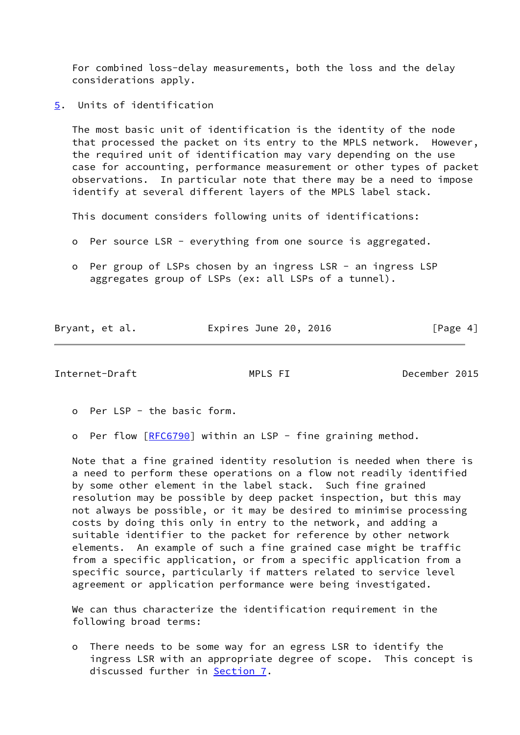For combined loss-delay measurements, both the loss and the delay considerations apply.

## 5. Units of identification

The most basic unit of identification is the identity of the node that processed the packet on its entry to the MPLS network. However, the required unit of identification may vary depending on the use case for accounting, performance measurement or other types of packet observations. In particular note that there may be a need to impose identify at several different layers of the MPLS label stack.

This document considers following units of identifications:

- Per source LSR - everything from one source is aggregated.
- Per group of LSPs chosen by an ingress LSR - an ingress LSP aggregates group of LSPs (ex: all LSPs of a tunnel).
- Per LSP - the basic form.
- Per flow [RFC6790] within an LSP - fine graining method.

Note that a fine grained identity resolution is needed when there is a need to perform these operations on a flow not readily identified by some other element in the label stack. Such fine grained resolution may be possible by deep packet inspection, but this may not always be possible, or it may be desired to minimise processing costs by doing this only in entry to the network, and adding a suitable identifier to the packet for reference by other network elements. An example of such a fine grained case might be traffic from a specific application, or from a specific application from a specific source, particularly if matters related to service level agreement or application performance were being investigated.

We can thus characterize the identification requirement in the following broad terms:

- There needs to be some way for an egress LSR to identify the ingress LSR with an appropriate degree of scope. This concept is discussed further in Section 7.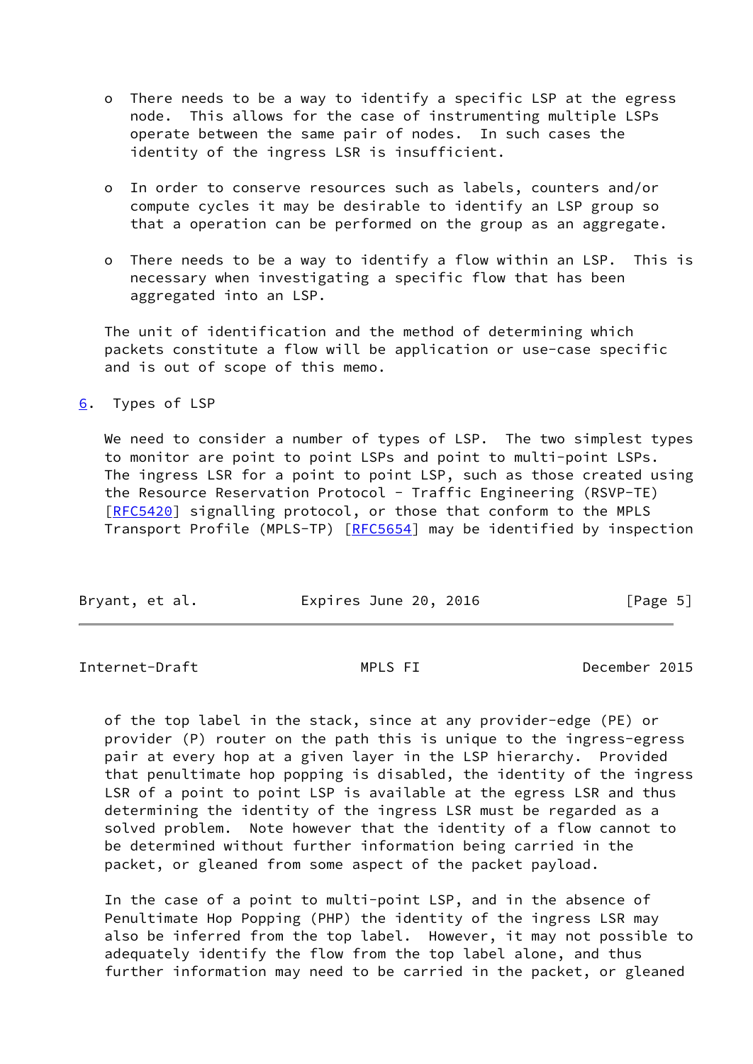- There needs to be a way to identify a specific LSP at the egress node. This allows for the case of instrumenting multiple LSPs operate between the same pair of nodes. In such cases the identity of the ingress LSR is insufficient.

- In order to conserve resources such as labels, counters and/or compute cycles it may be desirable to identify an LSP group so that a operation can be performed on the group as an aggregate.

- There needs to be a way to identify a flow within an LSP. This is necessary when investigating a specific flow that has been aggregated into an LSP.

The unit of identification and the method of determining which packets constitute a flow will be application or use-case specific and is out of scope of this memo.

## 6. Types of LSP

We need to consider a number of types of LSP. The two simplest types to monitor are point to point LSPs and point to multi-point LSPs. The ingress LSR for a point to point LSP, such as those created using the Resource Reservation Protocol - Traffic Engineering (RSVP-TE) [RFC5420] signalling protocol, or those that conform to the MPLS Transport Profile (MPLS-TP) [RFC5654] may be identified by inspection of the top label in the stack, since at any provider-edge (PE) or provider (P) router on the path this is unique to the ingress-egress pair at every hop at a given layer in the LSP hierarchy. Provided that penultimate hop popping is disabled, the identity of the ingress LSR of a point to point LSP is available at the egress LSR and thus determining the identity of the ingress LSR must be regarded as a solved problem. Note however that the identity of a flow cannot to be determined without further information being carried in the packet, or gleaned from some aspect of the packet payload.

In the case of a point to multi-point LSP, and in the absence of Penultimate Hop Popping (PHP) the identity of the ingress LSR may also be inferred from the top label. However, it may not possible to adequately identify the flow from the top label alone, and thus further information may need to be carried in the packet, or gleaned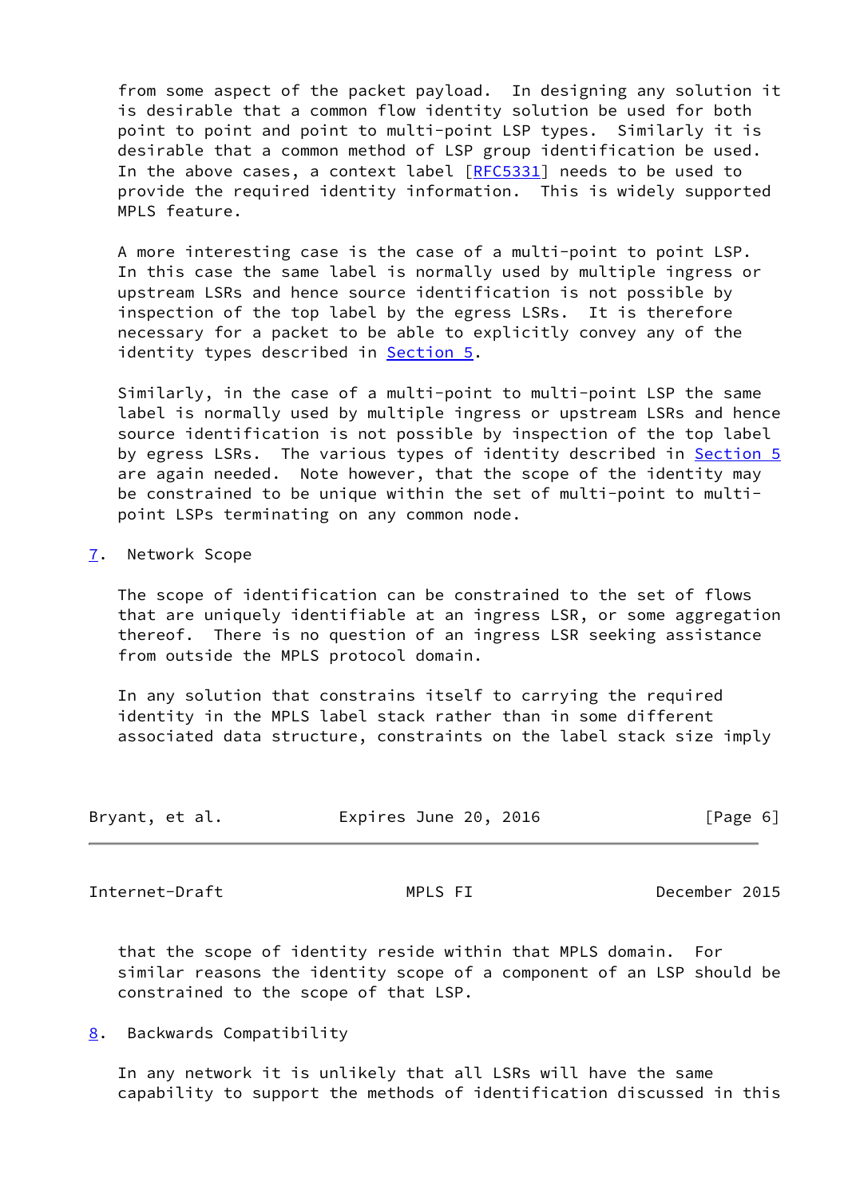from some aspect of the packet payload. In designing any solution it is desirable that a common flow identity solution be used for both point to point and point to multi-point LSP types. Similarly it is desirable that a common method of LSP group identification be used. In the above cases, a context label [RFC5331] needs to be used to provide the required identity information. This is widely supported MPLS feature.

A more interesting case is the case of a multi-point to point LSP. In this case the same label is normally used by multiple ingress or upstream LSRs and hence source identification is not possible by inspection of the top label by the egress LSRs. It is therefore necessary for a packet to be able to explicitly convey any of the identity types described in Section 5.

Similarly, in the case of a multi-point to multi-point LSP the same label is normally used by multiple ingress or upstream LSRs and hence source identification is not possible by inspection of the top label by egress LSRs. The various types of identity described in Section 5 are again needed. Note however, that the scope of the identity may be constrained to be unique within the set of multi-point to multi-point LSPs terminating on any common node.

## 7. Network Scope

The scope of identification can be constrained to the set of flows that are uniquely identifiable at an ingress LSR, or some aggregation thereof. There is no question of an ingress LSR seeking assistance from outside the MPLS protocol domain.

In any solution that constrains itself to carrying the required identity in the MPLS label stack rather than in some different associated data structure, constraints on the label stack size imply that the scope of identity reside within that MPLS domain. For similar reasons the identity scope of a component of an LSP should be constrained to the scope of that LSP.

## 8. Backwards Compatibility

In any network it is unlikely that all LSRs will have the same capability to support the methods of identification discussed in this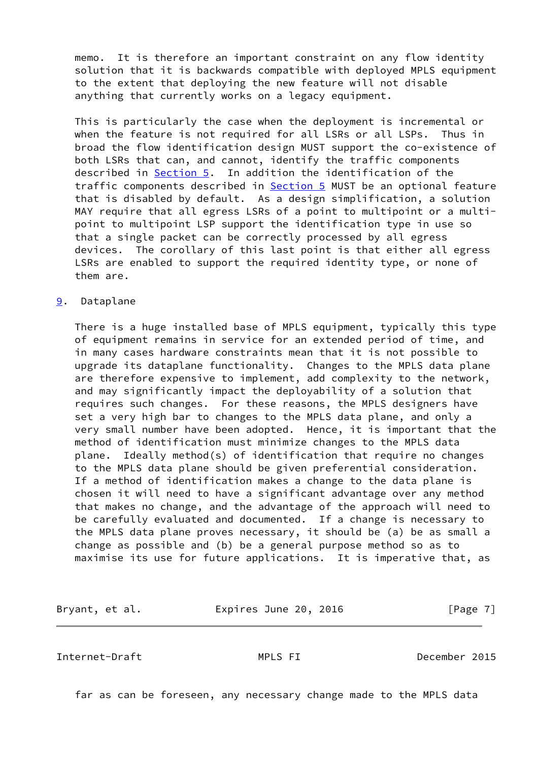memo. It is therefore an important constraint on any flow identity solution that it is backwards compatible with deployed MPLS equipment to the extent that deploying the new feature will not disable anything that currently works on a legacy equipment.

This is particularly the case when the deployment is incremental or when the feature is not required for all LSRs or all LSPs. Thus in broad the flow identification design MUST support the co-existence of both LSRs that can, and cannot, identify the traffic components described in Section 5. In addition the identification of the traffic components described in Section 5 MUST be an optional feature that is disabled by default. As a design simplification, a solution MAY require that all egress LSRs of a point to multipoint or a multi-point to multipoint LSP support the identification type in use so that a single packet can be correctly processed by all egress devices. The corollary of this last point is that either all egress LSRs are enabled to support the required identity type, or none of them are.

## 9. Dataplane

There is a huge installed base of MPLS equipment, typically this type of equipment remains in service for an extended period of time, and in many cases hardware constraints mean that it is not possible to upgrade its dataplane functionality. Changes to the MPLS data plane are therefore expensive to implement, add complexity to the network, and may significantly impact the deployability of a solution that requires such changes. For these reasons, the MPLS designers have set a very high bar to changes to the MPLS data plane, and only a very small number have been adopted. Hence, it is important that the method of identification must minimize changes to the MPLS data plane. Ideally method(s) of identification that require no changes to the MPLS data plane should be given preferential consideration. If a method of identification makes a change to the data plane is chosen it will need to have a significant advantage over any method that makes no change, and the advantage of the approach will need to be carefully evaluated and documented. If a change is necessary to the MPLS data plane proves necessary, it should be (a) be as small a change as possible and (b) be a general purpose method so as to maximise its use for future applications. It is imperative that, as far as can be foreseen, any necessary change made to the MPLS data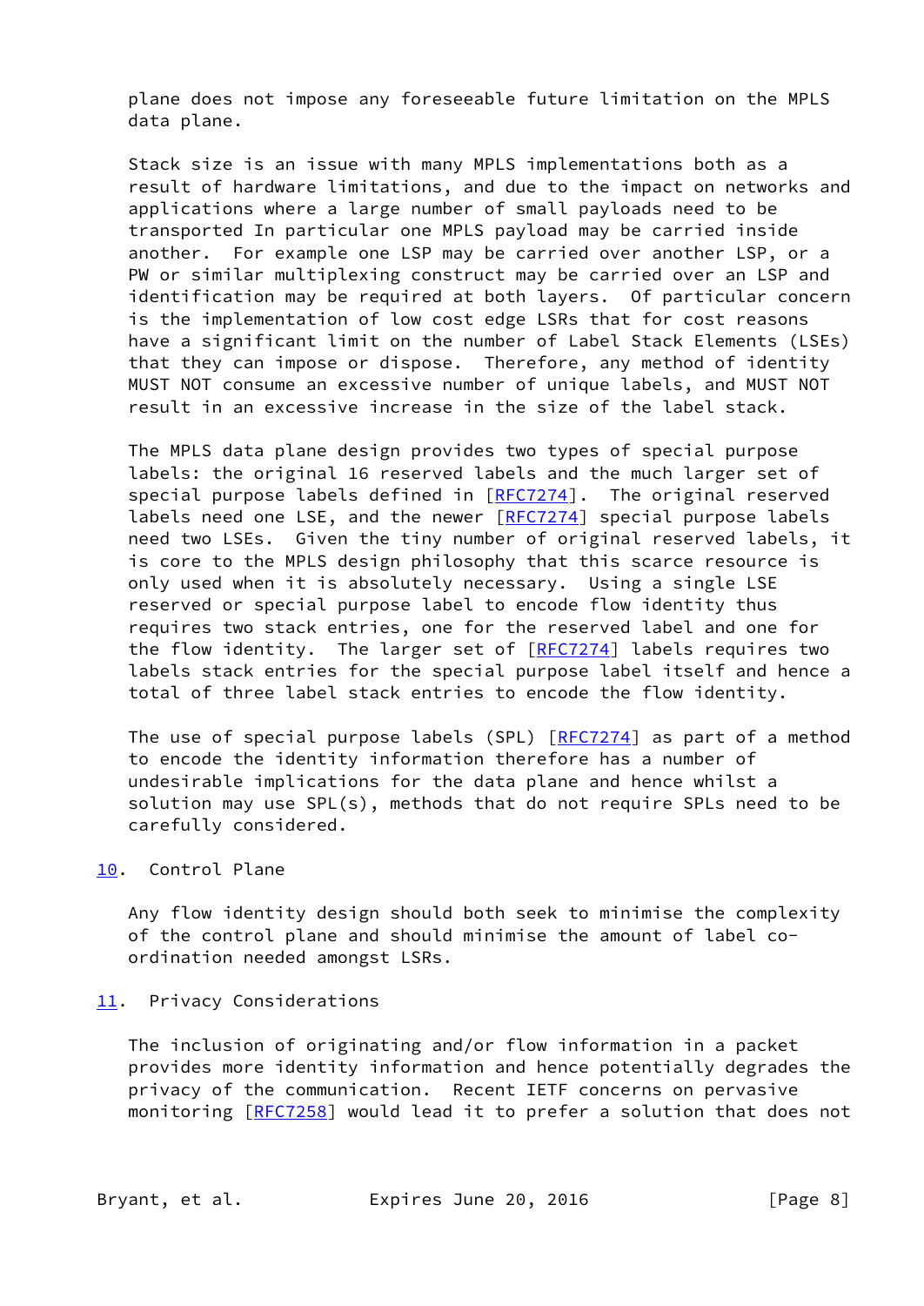plane does not impose any foreseeable future limitation on the MPLS data plane.

Stack size is an issue with many MPLS implementations both as a result of hardware limitations, and due to the impact on networks and applications where a large number of small payloads need to be transported In particular one MPLS payload may be carried inside another. For example one LSP may be carried over another LSP, or a PW or similar multiplexing construct may be carried over an LSP and identification may be required at both layers. Of particular concern is the implementation of low cost edge LSRs that for cost reasons have a significant limit on the number of Label Stack Elements (LSEs) that they can impose or dispose. Therefore, any method of identity MUST NOT consume an excessive number of unique labels, and MUST NOT result in an excessive increase in the size of the label stack.

The MPLS data plane design provides two types of special purpose labels: the original 16 reserved labels and the much larger set of special purpose labels defined in [RFC7274]. The original reserved labels need one LSE, and the newer [RFC7274] special purpose labels need two LSEs. Given the tiny number of original reserved labels, it is core to the MPLS design philosophy that this scarce resource is only used when it is absolutely necessary. Using a single LSE reserved or special purpose label to encode flow identity thus requires two stack entries, one for the reserved label and one for the flow identity. The larger set of [RFC7274] labels requires two labels stack entries for the special purpose label itself and hence a total of three label stack entries to encode the flow identity.

The use of special purpose labels (SPL) [RFC7274] as part of a method to encode the identity information therefore has a number of undesirable implications for the data plane and hence whilst a solution may use SPL(s), methods that do not require SPLs need to be carefully considered.

## 10. Control Plane

Any flow identity design should both seek to minimise the complexity of the control plane and should minimise the amount of label co-ordination needed amongst LSRs.

## 11. Privacy Considerations

The inclusion of originating and/or flow information in a packet provides more identity information and hence potentially degrades the privacy of the communication. Recent IETF concerns on pervasive monitoring [RFC7258] would lead it to prefer a solution that does not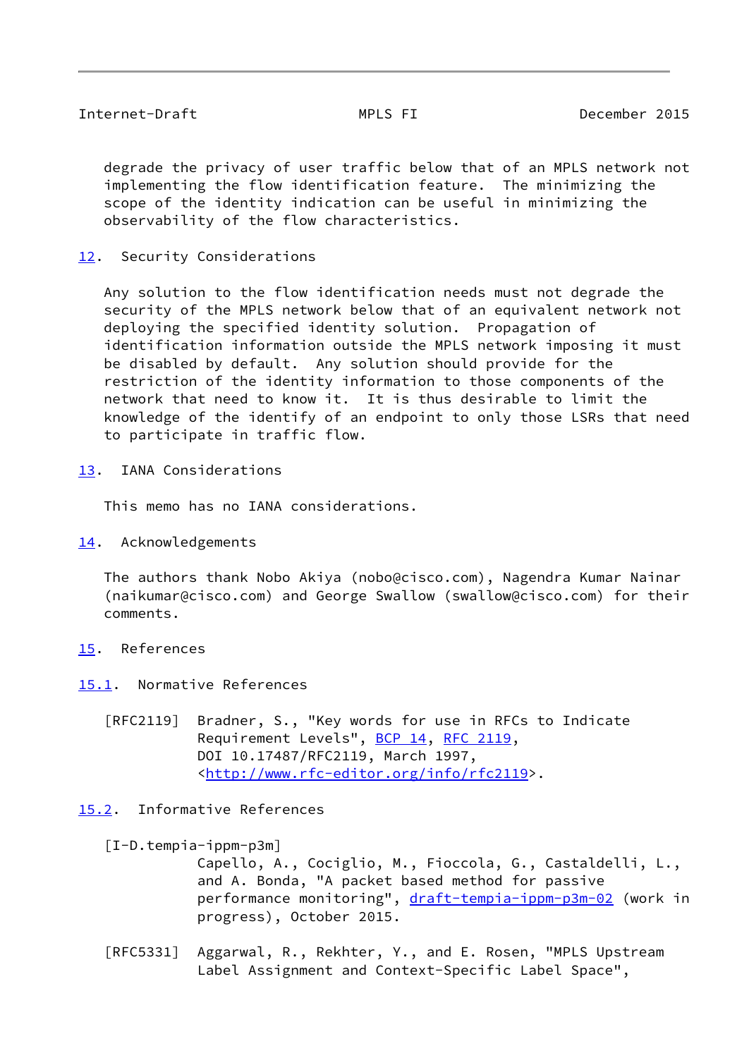degrade the privacy of user traffic below that of an MPLS network not implementing the flow identification feature. The minimizing the scope of the identity indication can be useful in minimizing the observability of the flow characteristics.

## 12. Security Considerations

Any solution to the flow identification needs must not degrade the security of the MPLS network below that of an equivalent network not deploying the specified identity solution. Propagation of identification information outside the MPLS network imposing it must be disabled by default. Any solution should provide for the restriction of the identity information to those components of the network that need to know it. It is thus desirable to limit the knowledge of the identify of an endpoint to only those LSRs that need to participate in traffic flow.

## 13. IANA Considerations

This memo has no IANA considerations.

## 14. Acknowledgements

The authors thank Nobo Akiya (nobo@cisco.com), Nagendra Kumar Nainar (naikumar@cisco.com) and George Swallow (swallow@cisco.com) for their comments.

## 15. References

### 15.1. Normative References

[RFC2119] Bradner, S., "Key words for use in RFCs to Indicate Requirement Levels", BCP 14, RFC 2119, DOI 10.17487/RFC2119, March 1997, <http://www.rfc-editor.org/info/rfc2119>.

### 15.2. Informative References

[I-D.tempia-ippm-p3m] Capello, A., Cociglio, M., Fioccola, G., Castaldelli, L., and A. Bonda, "A packet based method for passive performance monitoring", draft-tempia-ippm-p3m-02 (work in progress), October 2015.

[RFC5331] Aggarwal, R., Rekhter, Y., and E. Rosen, "MPLS Upstream Label Assignment and Context-Specific Label Space",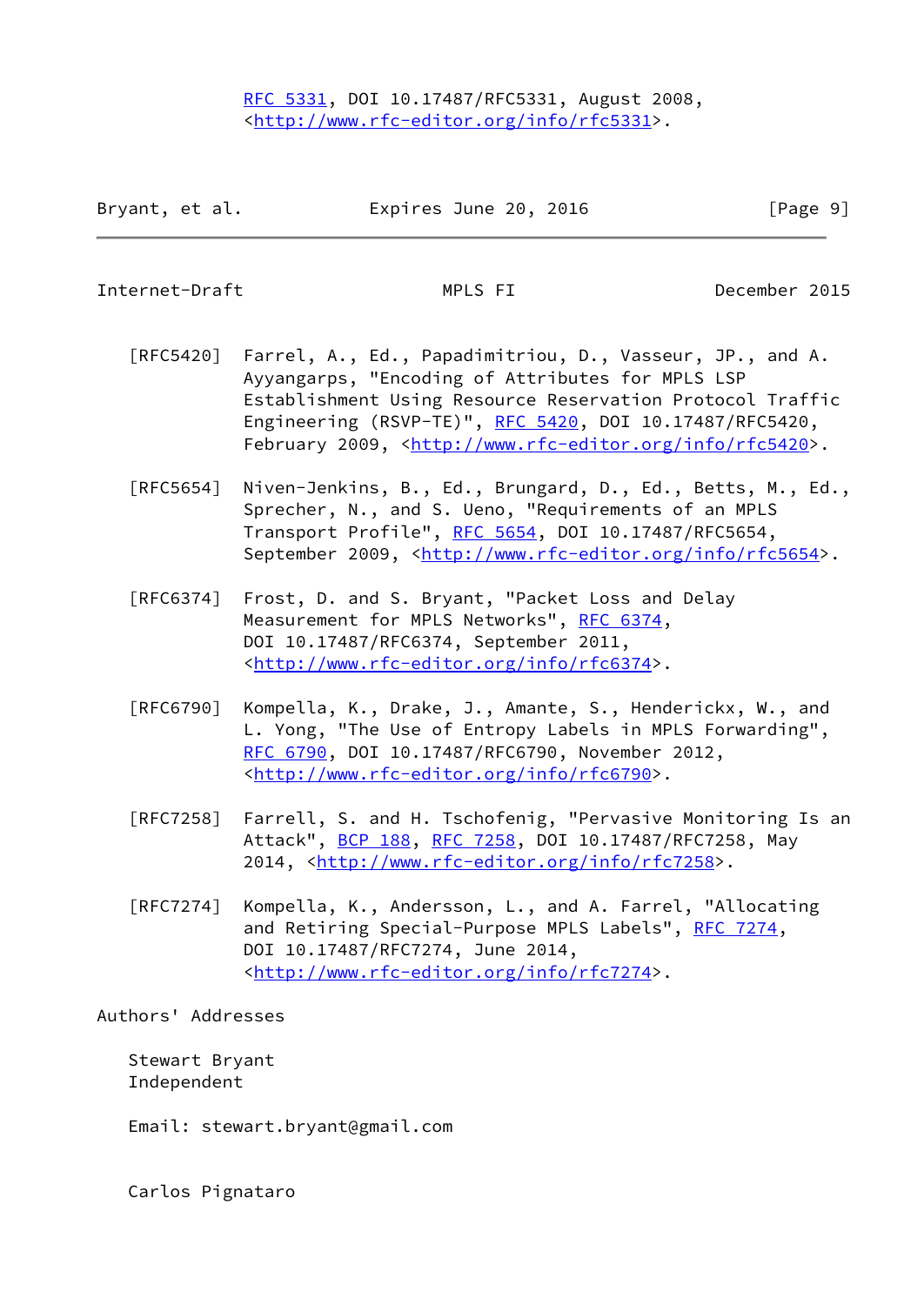RFC 5331, DOI 10.17487/RFC5331, August 2008, <http://www.rfc-editor.org/info/rfc5331>.

[RFC5420] Farrel, A., Ed., Papadimitriou, D., Vasseur, JP., and A. Ayyangarps, "Encoding of Attributes for MPLS LSP Establishment Using Resource Reservation Protocol Traffic Engineering (RSVP-TE)", RFC 5420, DOI 10.17487/RFC5420, February 2009, <http://www.rfc-editor.org/info/rfc5420>.

[RFC5654] Niven-Jenkins, B., Ed., Brungard, D., Ed., Betts, M., Ed., Sprecher, N., and S. Ueno, "Requirements of an MPLS Transport Profile", RFC 5654, DOI 10.17487/RFC5654, September 2009, <http://www.rfc-editor.org/info/rfc5654>.

[RFC6374] Frost, D. and S. Bryant, "Packet Loss and Delay Measurement for MPLS Networks", RFC 6374, DOI 10.17487/RFC6374, September 2011, <http://www.rfc-editor.org/info/rfc6374>.

[RFC6790] Kompella, K., Drake, J., Amante, S., Henderickx, W., and L. Yong, "The Use of Entropy Labels in MPLS Forwarding", RFC 6790, DOI 10.17487/RFC6790, November 2012, <http://www.rfc-editor.org/info/rfc6790>.

[RFC7258] Farrell, S. and H. Tschofenig, "Pervasive Monitoring Is an Attack", BCP 188, RFC 7258, DOI 10.17487/RFC7258, May 2014, <http://www.rfc-editor.org/info/rfc7258>.

[RFC7274] Kompella, K., Andersson, L., and A. Farrel, "Allocating and Retiring Special-Purpose MPLS Labels", RFC 7274, DOI 10.17487/RFC7274, June 2014, <http://www.rfc-editor.org/info/rfc7274>.

## Authors' Addresses

Stewart Bryant
Independent

Email: stewart.bryant@gmail.com

Carlos Pignataro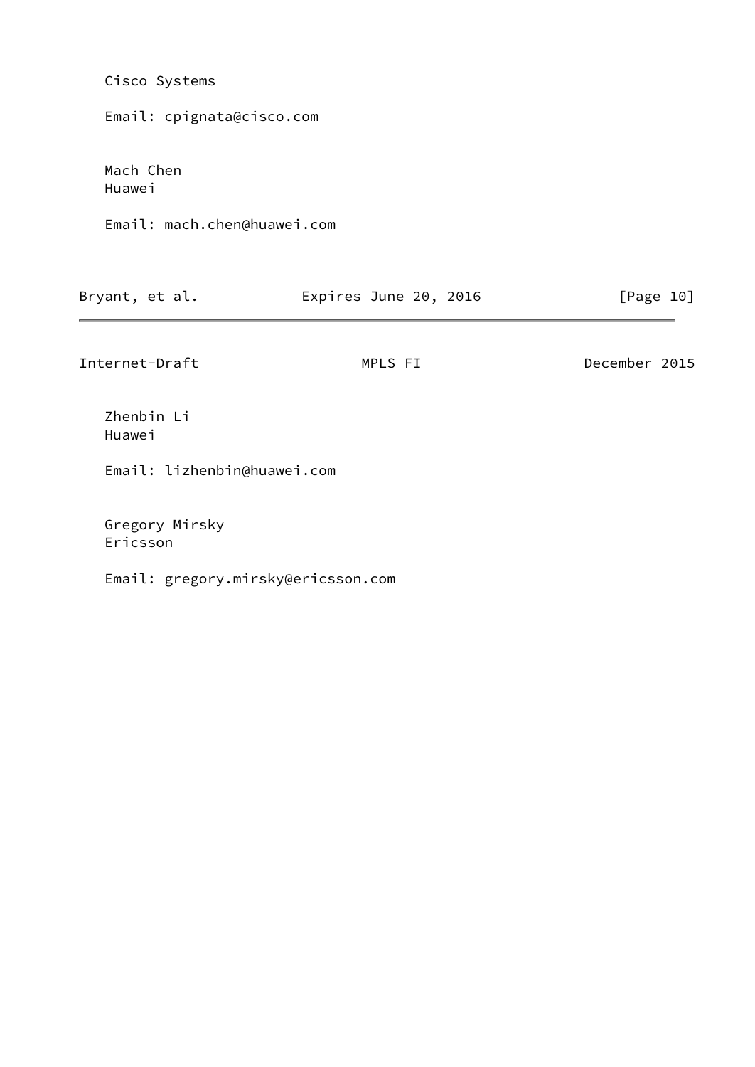Cisco Systems

Email: cpignata@cisco.com

Mach Chen
Huawei

Email: mach.chen@huawei.com

Zhenbin Li
Huawei

Email: lizhenbin@huawei.com

Gregory Mirsky
Ericsson

Email: gregory.mirsky@ericsson.com